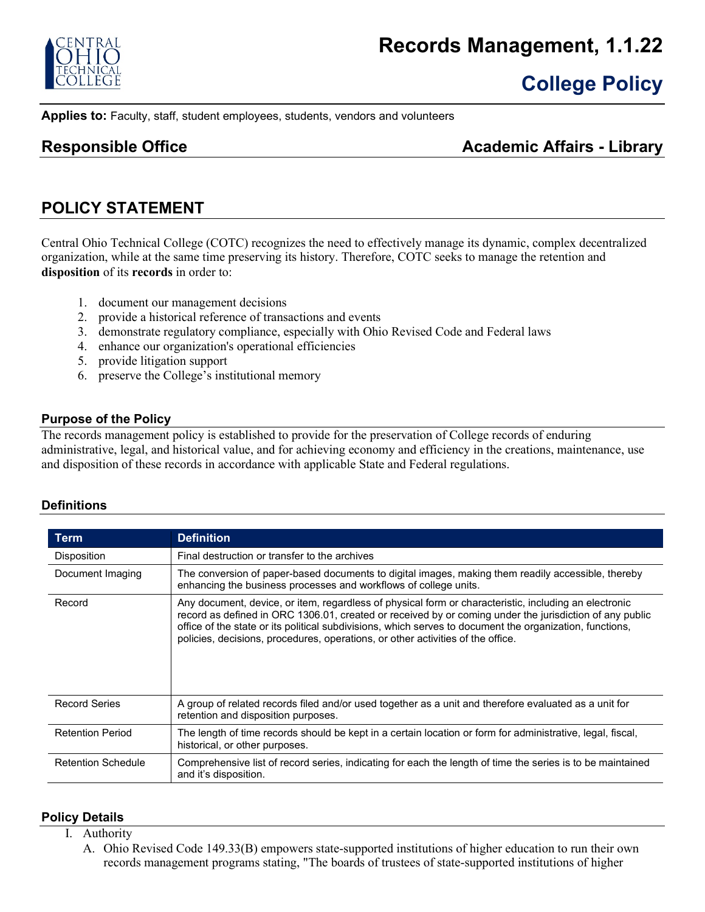# Records Management, 1.1.22

## College Policy

**Applies to:** Faculty, staff, student employees, students, vendors and volunteers

## Responsible Office — Academic Affairs - Library

## POLICY STATEMENT

Central Ohio Technical College (COTC) recognizes the need to effectively manage its dynamic, complex decentralized organization, while at the same time preserving its history. Therefore, COTC seeks to manage the retention and **disposition** of its **records** in order to:

1. document our management decisions
2. provide a historical reference of transactions and events
3. demonstrate regulatory compliance, especially with Ohio Revised Code and Federal laws
4. enhance our organization's operational efficiencies
5. provide litigation support
6. preserve the College's institutional memory

### Purpose of the Policy

The records management policy is established to provide for the preservation of College records of enduring administrative, legal, and historical value, and for achieving economy and efficiency in the creations, maintenance, use and disposition of these records in accordance with applicable State and Federal regulations.

### Definitions

| Term | Definition |
|---|---|
| Disposition | Final destruction or transfer to the archives |
| Document Imaging | The conversion of paper-based documents to digital images, making them readily accessible, thereby enhancing the business processes and workflows of college units. |
| Record | Any document, device, or item, regardless of physical form or characteristic, including an electronic record as defined in ORC 1306.01, created or received by or coming under the jurisdiction of any public office of the state or its political subdivisions, which serves to document the organization, functions, policies, decisions, procedures, operations, or other activities of the office. |
| Record Series | A group of related records filed and/or used together as a unit and therefore evaluated as a unit for retention and disposition purposes. |
| Retention Period | The length of time records should be kept in a certain location or form for administrative, legal, fiscal, historical, or other purposes. |
| Retention Schedule | Comprehensive list of record series, indicating for each the length of time the series is to be maintained and it's disposition. |

### Policy Details

I. Authority

A. Ohio Revised Code 149.33(B) empowers state-supported institutions of higher education to run their own records management programs stating, "The boards of trustees of state-supported institutions of higher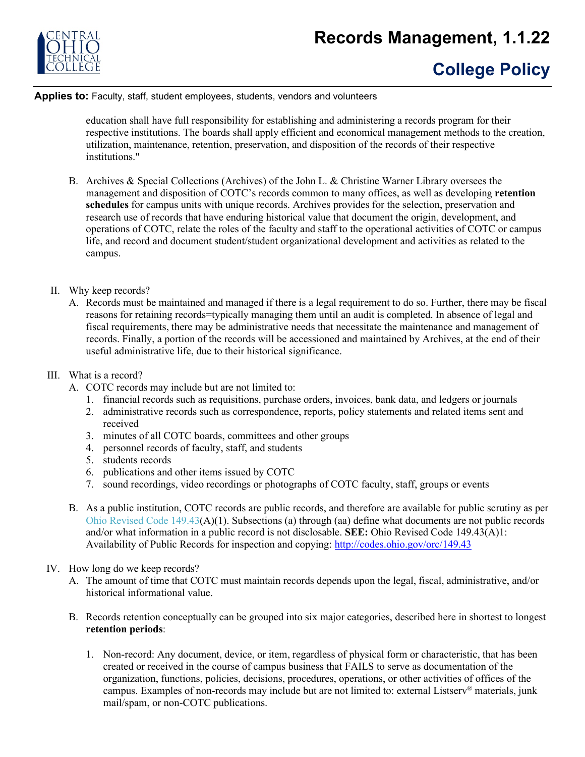education shall have full responsibility for establishing and administering a records program for their respective institutions. The boards shall apply efficient and economical management methods to the creation, utilization, maintenance, retention, preservation, and disposition of the records of their respective institutions."

B. Archives & Special Collections (Archives) of the John L. & Christine Warner Library oversees the management and disposition of COTC's records common to many offices, as well as developing **retention schedules** for campus units with unique records. Archives provides for the selection, preservation and research use of records that have enduring historical value that document the origin, development, and operations of COTC, relate the roles of the faculty and staff to the operational activities of COTC or campus life, and record and document student/student organizational development and activities as related to the campus.

II. Why keep records?

A. Records must be maintained and managed if there is a legal requirement to do so. Further, there may be fiscal reasons for retaining records=typically managing them until an audit is completed. In absence of legal and fiscal requirements, there may be administrative needs that necessitate the maintenance and management of records. Finally, a portion of the records will be accessioned and maintained by Archives, at the end of their useful administrative life, due to their historical significance.

III. What is a record?

A. COTC records may include but are not limited to:
   1. financial records such as requisitions, purchase orders, invoices, bank data, and ledgers or journals
   2. administrative records such as correspondence, reports, policy statements and related items sent and received
   3. minutes of all COTC boards, committees and other groups
   4. personnel records of faculty, staff, and students
   5. students records
   6. publications and other items issued by COTC
   7. sound recordings, video recordings or photographs of COTC faculty, staff, groups or events

B. As a public institution, COTC records are public records, and therefore are available for public scrutiny as per Ohio Revised Code 149.43(A)(1). Subsections (a) through (aa) define what documents are not public records and/or what information in a public record is not disclosable. **SEE:** Ohio Revised Code 149.43(A)1: Availability of Public Records for inspection and copying: http://codes.ohio.gov/orc/149.43

IV. How long do we keep records?

A. The amount of time that COTC must maintain records depends upon the legal, fiscal, administrative, and/or historical informational value.

B. Records retention conceptually can be grouped into six major categories, described here in shortest to longest **retention periods**:

   1. Non-record: Any document, device, or item, regardless of physical form or characteristic, that has been created or received in the course of campus business that FAILS to serve as documentation of the organization, functions, policies, decisions, procedures, operations, or other activities of offices of the campus. Examples of non-records may include but are not limited to: external Listserv® materials, junk mail/spam, or non-COTC publications.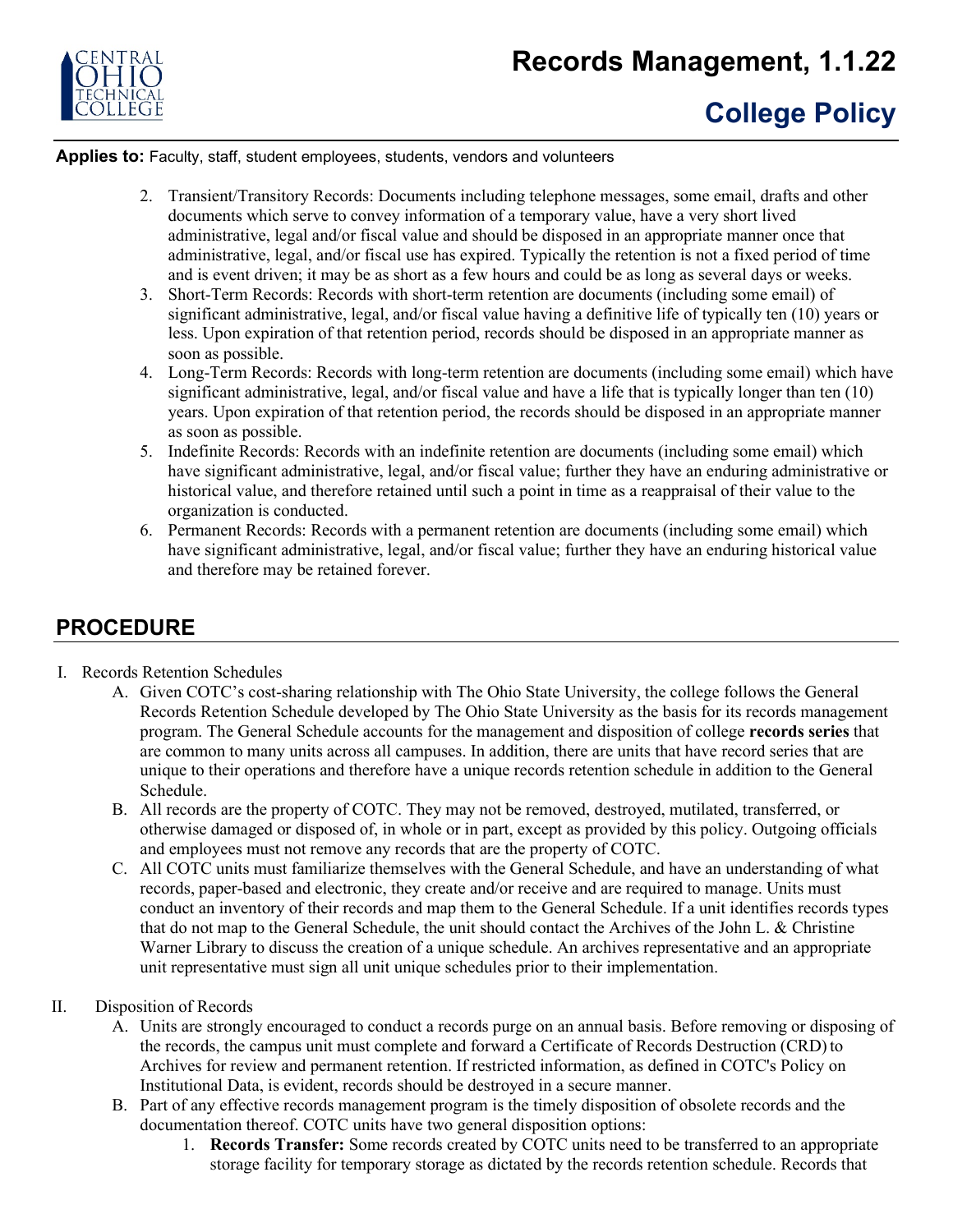**Applies to:** Faculty, staff, student employees, students, vendors and volunteers

2. Transient/Transitory Records: Documents including telephone messages, some email, drafts and other documents which serve to convey information of a temporary value, have a very short lived administrative, legal and/or fiscal value and should be disposed in an appropriate manner once that administrative, legal, and/or fiscal use has expired. Typically the retention is not a fixed period of time and is event driven; it may be as short as a few hours and could be as long as several days or weeks.
3. Short-Term Records: Records with short-term retention are documents (including some email) of significant administrative, legal, and/or fiscal value having a definitive life of typically ten (10) years or less. Upon expiration of that retention period, records should be disposed in an appropriate manner as soon as possible.
4. Long-Term Records: Records with long-term retention are documents (including some email) which have significant administrative, legal, and/or fiscal value and have a life that is typically longer than ten (10) years. Upon expiration of that retention period, the records should be disposed in an appropriate manner as soon as possible.
5. Indefinite Records: Records with an indefinite retention are documents (including some email) which have significant administrative, legal, and/or fiscal value; further they have an enduring administrative or historical value, and therefore retained until such a point in time as a reappraisal of their value to the organization is conducted.
6. Permanent Records: Records with a permanent retention are documents (including some email) which have significant administrative, legal, and/or fiscal value; further they have an enduring historical value and therefore may be retained forever.

## PROCEDURE

I. Records Retention Schedules
   A. Given COTC's cost-sharing relationship with The Ohio State University, the college follows the General Records Retention Schedule developed by The Ohio State University as the basis for its records management program. The General Schedule accounts for the management and disposition of college **records series** that are common to many units across all campuses. In addition, there are units that have record series that are unique to their operations and therefore have a unique records retention schedule in addition to the General Schedule.
   B. All records are the property of COTC. They may not be removed, destroyed, mutilated, transferred, or otherwise damaged or disposed of, in whole or in part, except as provided by this policy. Outgoing officials and employees must not remove any records that are the property of COTC.
   C. All COTC units must familiarize themselves with the General Schedule, and have an understanding of what records, paper-based and electronic, they create and/or receive and are required to manage. Units must conduct an inventory of their records and map them to the General Schedule. If a unit identifies records types that do not map to the General Schedule, the unit should contact the Archives of the John L. & Christine Warner Library to discuss the creation of a unique schedule. An archives representative and an appropriate unit representative must sign all unit unique schedules prior to their implementation.

II. Disposition of Records
   A. Units are strongly encouraged to conduct a records purge on an annual basis. Before removing or disposing of the records, the campus unit must complete and forward a Certificate of Records Destruction (CRD) to Archives for review and permanent retention. If restricted information, as defined in COTC's Policy on Institutional Data, is evident, records should be destroyed in a secure manner.
   B. Part of any effective records management program is the timely disposition of obsolete records and the documentation thereof. COTC units have two general disposition options:
      1. **Records Transfer:** Some records created by COTC units need to be transferred to an appropriate storage facility for temporary storage as dictated by the records retention schedule. Records that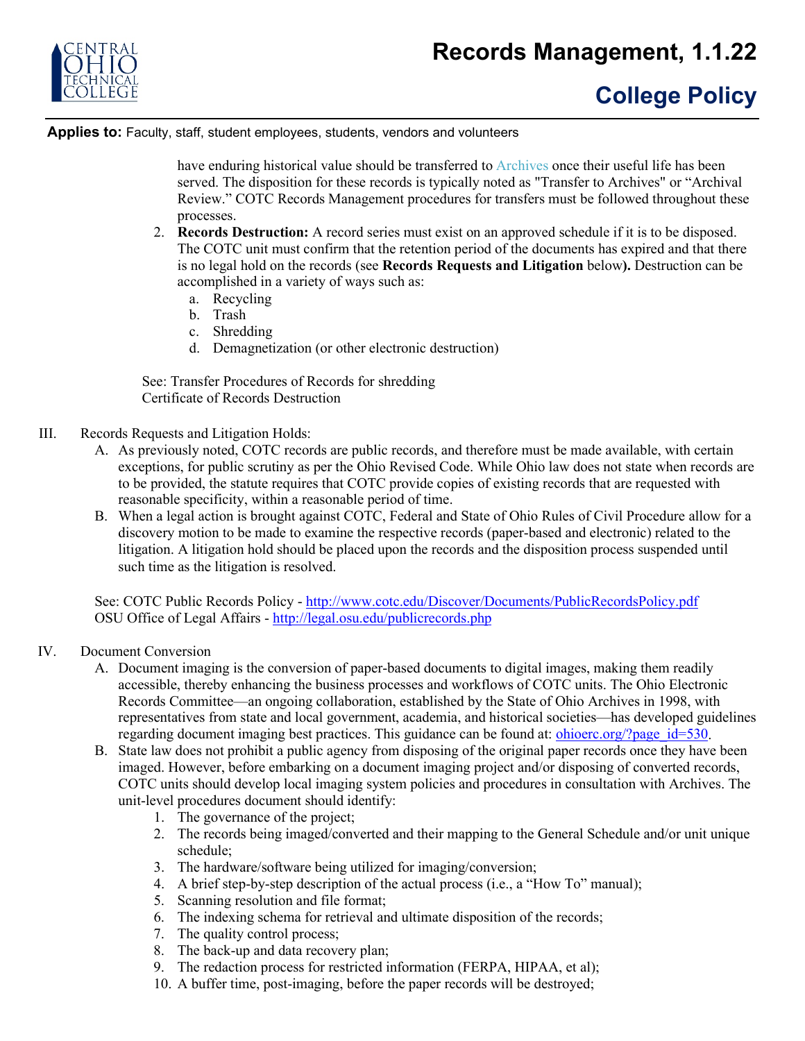have enduring historical value should be transferred to Archives once their useful life has been served. The disposition for these records is typically noted as "Transfer to Archives" or "Archival Review." COTC Records Management procedures for transfers must be followed throughout these processes.

2. **Records Destruction:** A record series must exist on an approved schedule if it is to be disposed. The COTC unit must confirm that the retention period of the documents has expired and that there is no legal hold on the records (see **Records Requests and Litigation** below**).** Destruction can be accomplished in a variety of ways such as:
   a. Recycling
   b. Trash
   c. Shredding
   d. Demagnetization (or other electronic destruction)

See: Transfer Procedures of Records for shredding
Certificate of Records Destruction

III. Records Requests and Litigation Holds:

A. As previously noted, COTC records are public records, and therefore must be made available, with certain exceptions, for public scrutiny as per the Ohio Revised Code. While Ohio law does not state when records are to be provided, the statute requires that COTC provide copies of existing records that are requested with reasonable specificity, within a reasonable period of time.

B. When a legal action is brought against COTC, Federal and State of Ohio Rules of Civil Procedure allow for a discovery motion to be made to examine the respective records (paper-based and electronic) related to the litigation. A litigation hold should be placed upon the records and the disposition process suspended until such time as the litigation is resolved.

See: COTC Public Records Policy - http://www.cotc.edu/Discover/Documents/PublicRecordsPolicy.pdf
OSU Office of Legal Affairs - http://legal.osu.edu/publicrecords.php

IV. Document Conversion

A. Document imaging is the conversion of paper-based documents to digital images, making them readily accessible, thereby enhancing the business processes and workflows of COTC units. The Ohio Electronic Records Committee—an ongoing collaboration, established by the State of Ohio Archives in 1998, with representatives from state and local government, academia, and historical societies—has developed guidelines regarding document imaging best practices. This guidance can be found at: ohioerc.org/?page_id=530.

B. State law does not prohibit a public agency from disposing of the original paper records once they have been imaged. However, before embarking on a document imaging project and/or disposing of converted records, COTC units should develop local imaging system policies and procedures in consultation with Archives. The unit-level procedures document should identify:
   1. The governance of the project;
   2. The records being imaged/converted and their mapping to the General Schedule and/or unit unique schedule;
   3. The hardware/software being utilized for imaging/conversion;
   4. A brief step-by-step description of the actual process (i.e., a "How To" manual);
   5. Scanning resolution and file format;
   6. The indexing schema for retrieval and ultimate disposition of the records;
   7. The quality control process;
   8. The back-up and data recovery plan;
   9. The redaction process for restricted information (FERPA, HIPAA, et al);
   10. A buffer time, post-imaging, before the paper records will be destroyed;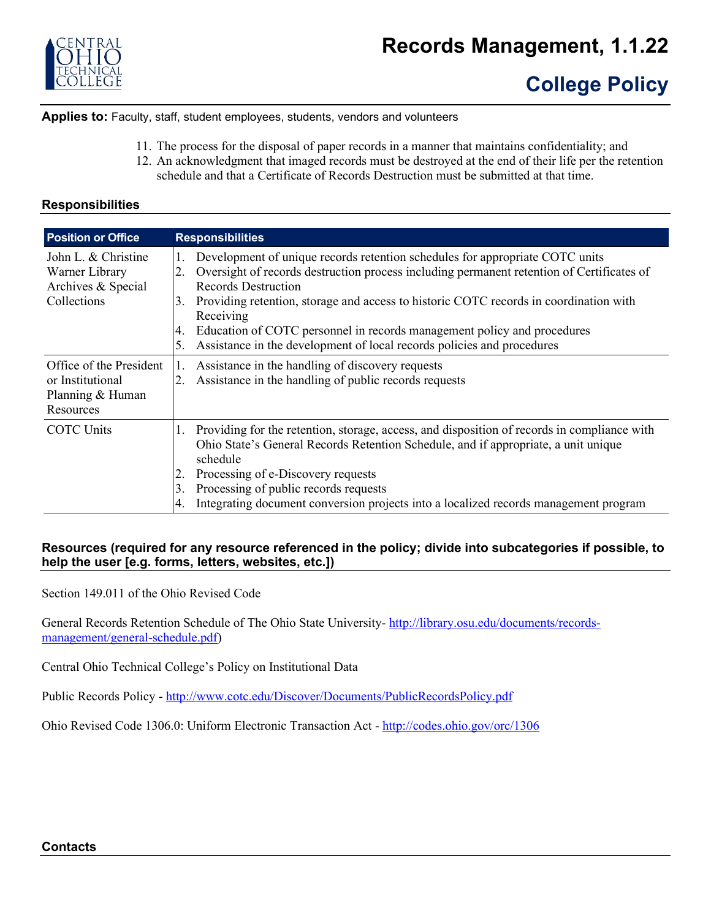**Applies to:** Faculty, staff, student employees, students, vendors and volunteers

11. The process for the disposal of paper records in a manner that maintains confidentiality; and
12. An acknowledgment that imaged records must be destroyed at the end of their life per the retention schedule and that a Certificate of Records Destruction must be submitted at that time.

## Responsibilities

| Position or Office | Responsibilities |
|---|---|
| John L. & Christine Warner Library Archives & Special Collections | 1. Development of unique records retention schedules for appropriate COTC units<br>2. Oversight of records destruction process including permanent retention of Certificates of Records Destruction<br>3. Providing retention, storage and access to historic COTC records in coordination with Receiving<br>4. Education of COTC personnel in records management policy and procedures<br>5. Assistance in the development of local records policies and procedures |
| Office of the President or Institutional Planning & Human Resources | 1. Assistance in the handling of discovery requests<br>2. Assistance in the handling of public records requests |
| COTC Units | 1. Providing for the retention, storage, access, and disposition of records in compliance with Ohio State's General Records Retention Schedule, and if appropriate, a unit unique schedule<br>2. Processing of e-Discovery requests<br>3. Processing of public records requests<br>4. Integrating document conversion projects into a localized records management program |

## Resources (required for any resource referenced in the policy; divide into subcategories if possible, to help the user [e.g. forms, letters, websites, etc.])

Section 149.011 of the Ohio Revised Code

General Records Retention Schedule of The Ohio State University- http://library.osu.edu/documents/records-management/general-schedule.pdf)

Central Ohio Technical College's Policy on Institutional Data

Public Records Policy - http://www.cotc.edu/Discover/Documents/PublicRecordsPolicy.pdf

Ohio Revised Code 1306.0: Uniform Electronic Transaction Act - http://codes.ohio.gov/orc/1306

## Contacts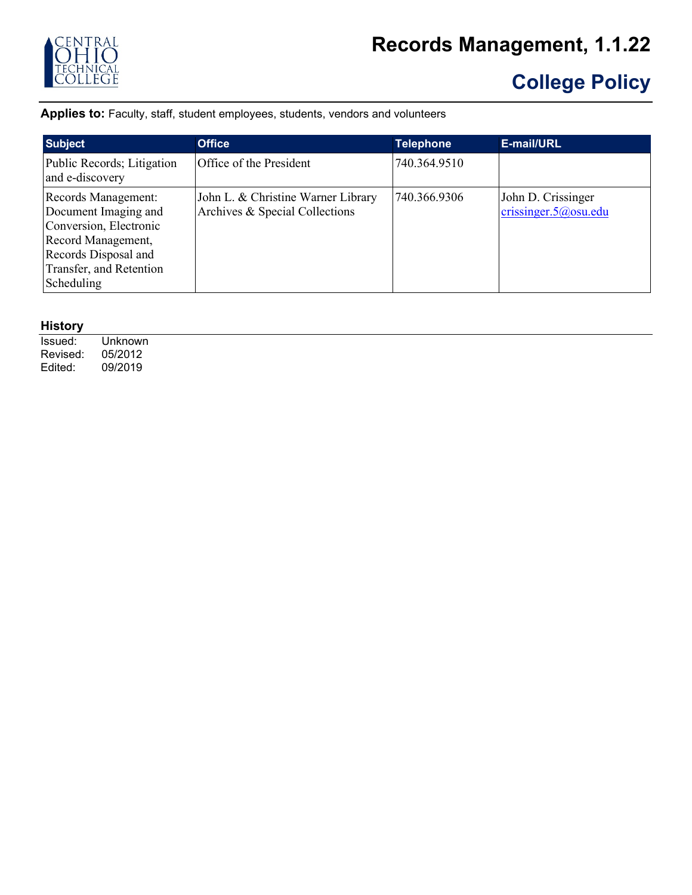# Records Management, 1.1.22

## College Policy

**Applies to:** Faculty, staff, student employees, students, vendors and volunteers

| Subject | Office | Telephone | E-mail/URL |
|---|---|---|---|
| Public Records; Litigation and e-discovery | Office of the President | 740.364.9510 | |
| Records Management: Document Imaging and Conversion, Electronic Record Management, Records Disposal and Transfer, and Retention Scheduling | John L. & Christine Warner Library Archives & Special Collections | 740.366.9306 | John D. Crissinger crissinger.5@osu.edu |

### History

Issued: Unknown
Revised: 05/2012
Edited: 09/2019